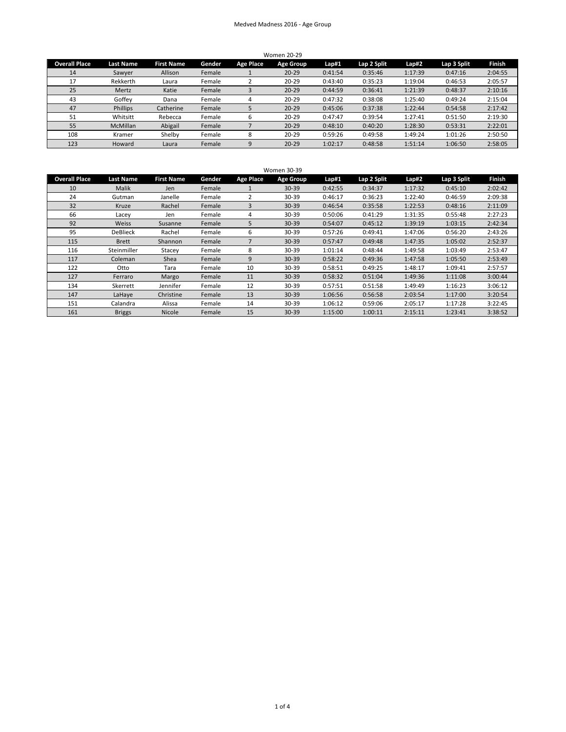# Medved Madness 2016 - Age Group

## Women 20-29

| Overall Place | Last Name | First Name | Gender | Age Place | Age Group | Lap#1 | Lap 2 Split | Lap#2 | Lap 3 Split | Finish |
|---|---|---|---|---|---|---|---|---|---|---|
| 14 | Sawyer | Allison | Female | 1 | 20-29 | 0:41:54 | 0:35:46 | 1:17:39 | 0:47:16 | 2:04:55 |
| 17 | Rekkerth | Laura | Female | 2 | 20-29 | 0:43:40 | 0:35:23 | 1:19:04 | 0:46:53 | 2:05:57 |
| 25 | Mertz | Katie | Female | 3 | 20-29 | 0:44:59 | 0:36:41 | 1:21:39 | 0:48:37 | 2:10:16 |
| 43 | Goffey | Dana | Female | 4 | 20-29 | 0:47:32 | 0:38:08 | 1:25:40 | 0:49:24 | 2:15:04 |
| 47 | Phillips | Catherine | Female | 5 | 20-29 | 0:45:06 | 0:37:38 | 1:22:44 | 0:54:58 | 2:17:42 |
| 51 | Whitsitt | Rebecca | Female | 6 | 20-29 | 0:47:47 | 0:39:54 | 1:27:41 | 0:51:50 | 2:19:30 |
| 55 | McMillan | Abigail | Female | 7 | 20-29 | 0:48:10 | 0:40:20 | 1:28:30 | 0:53:31 | 2:22:01 |
| 108 | Kramer | Shelby | Female | 8 | 20-29 | 0:59:26 | 0:49:58 | 1:49:24 | 1:01:26 | 2:50:50 |
| 123 | Howard | Laura | Female | 9 | 20-29 | 1:02:17 | 0:48:58 | 1:51:14 | 1:06:50 | 2:58:05 |

## Women 30-39

| Overall Place | Last Name | First Name | Gender | Age Place | Age Group | Lap#1 | Lap 2 Split | Lap#2 | Lap 3 Split | Finish |
|---|---|---|---|---|---|---|---|---|---|---|
| 10 | Malik | Jen | Female | 1 | 30-39 | 0:42:55 | 0:34:37 | 1:17:32 | 0:45:10 | 2:02:42 |
| 24 | Gutman | Janelle | Female | 2 | 30-39 | 0:46:17 | 0:36:23 | 1:22:40 | 0:46:59 | 2:09:38 |
| 32 | Kruze | Rachel | Female | 3 | 30-39 | 0:46:54 | 0:35:58 | 1:22:53 | 0:48:16 | 2:11:09 |
| 66 | Lacey | Jen | Female | 4 | 30-39 | 0:50:06 | 0:41:29 | 1:31:35 | 0:55:48 | 2:27:23 |
| 92 | Weiss | Susanne | Female | 5 | 30-39 | 0:54:07 | 0:45:12 | 1:39:19 | 1:03:15 | 2:42:34 |
| 95 | DeBlieck | Rachel | Female | 6 | 30-39 | 0:57:26 | 0:49:41 | 1:47:06 | 0:56:20 | 2:43:26 |
| 115 | Brett | Shannon | Female | 7 | 30-39 | 0:57:47 | 0:49:48 | 1:47:35 | 1:05:02 | 2:52:37 |
| 116 | Steinmiller | Stacey | Female | 8 | 30-39 | 1:01:14 | 0:48:44 | 1:49:58 | 1:03:49 | 2:53:47 |
| 117 | Coleman | Shea | Female | 9 | 30-39 | 0:58:22 | 0:49:36 | 1:47:58 | 1:05:50 | 2:53:49 |
| 122 | Otto | Tara | Female | 10 | 30-39 | 0:58:51 | 0:49:25 | 1:48:17 | 1:09:41 | 2:57:57 |
| 127 | Ferraro | Margo | Female | 11 | 30-39 | 0:58:32 | 0:51:04 | 1:49:36 | 1:11:08 | 3:00:44 |
| 134 | Skerrett | Jennifer | Female | 12 | 30-39 | 0:57:51 | 0:51:58 | 1:49:49 | 1:16:23 | 3:06:12 |
| 147 | LaHaye | Christine | Female | 13 | 30-39 | 1:06:56 | 0:56:58 | 2:03:54 | 1:17:00 | 3:20:54 |
| 151 | Calandra | Alissa | Female | 14 | 30-39 | 1:06:12 | 0:59:06 | 2:05:17 | 1:17:28 | 3:22:45 |
| 161 | Briggs | Nicole | Female | 15 | 30-39 | 1:15:00 | 1:00:11 | 2:15:11 | 1:23:41 | 3:38:52 |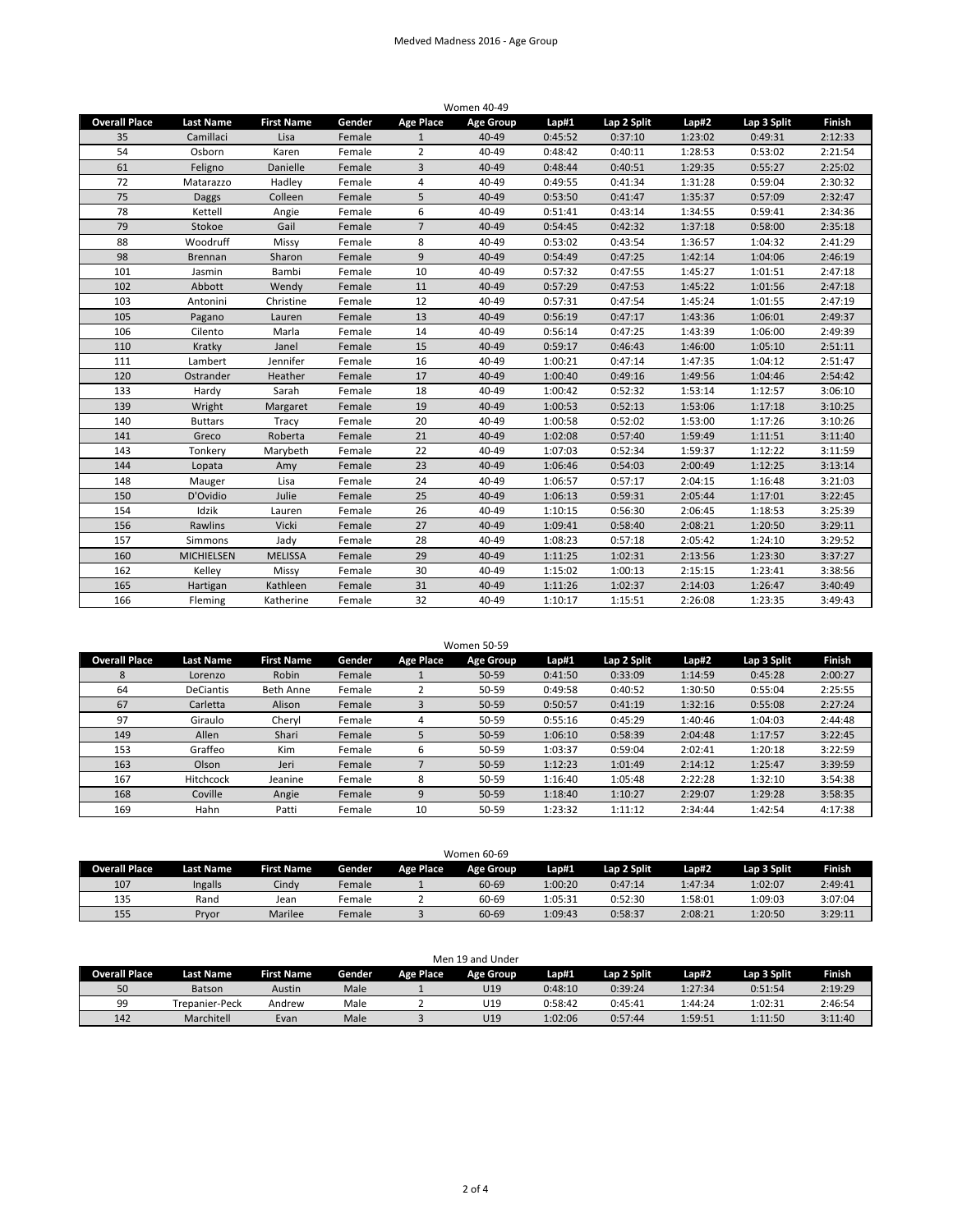## Women 40-49

| Overall Place | Last Name | First Name | Gender | Age Place | Age Group | Lap#1 | Lap 2 Split | Lap#2 | Lap 3 Split | Finish |
|---|---|---|---|---|---|---|---|---|---|---|
| 35 | Camillaci | Lisa | Female | 1 | 40-49 | 0:45:52 | 0:37:10 | 1:23:02 | 0:49:31 | 2:12:33 |
| 54 | Osborn | Karen | Female | 2 | 40-49 | 0:48:42 | 0:40:11 | 1:28:53 | 0:53:02 | 2:21:54 |
| 61 | Feligno | Danielle | Female | 3 | 40-49 | 0:48:44 | 0:40:51 | 1:29:35 | 0:55:27 | 2:25:02 |
| 72 | Matarazzo | Hadley | Female | 4 | 40-49 | 0:49:55 | 0:41:34 | 1:31:28 | 0:59:04 | 2:30:32 |
| 75 | Daggs | Colleen | Female | 5 | 40-49 | 0:53:50 | 0:41:47 | 1:35:37 | 0:57:09 | 2:32:47 |
| 78 | Kettell | Angie | Female | 6 | 40-49 | 0:51:41 | 0:43:14 | 1:34:55 | 0:59:41 | 2:34:36 |
| 79 | Stokoe | Gail | Female | 7 | 40-49 | 0:54:45 | 0:42:32 | 1:37:18 | 0:58:00 | 2:35:18 |
| 88 | Woodruff | Missy | Female | 8 | 40-49 | 0:53:02 | 0:43:54 | 1:36:57 | 1:04:32 | 2:41:29 |
| 98 | Brennan | Sharon | Female | 9 | 40-49 | 0:54:49 | 0:47:25 | 1:42:14 | 1:04:06 | 2:46:19 |
| 101 | Jasmin | Bambi | Female | 10 | 40-49 | 0:57:32 | 0:47:55 | 1:45:27 | 1:01:51 | 2:47:18 |
| 102 | Abbott | Wendy | Female | 11 | 40-49 | 0:57:29 | 0:47:53 | 1:45:22 | 1:01:56 | 2:47:18 |
| 103 | Antonini | Christine | Female | 12 | 40-49 | 0:57:31 | 0:47:54 | 1:45:24 | 1:01:55 | 2:47:19 |
| 105 | Pagano | Lauren | Female | 13 | 40-49 | 0:56:19 | 0:47:17 | 1:43:36 | 1:06:01 | 2:49:37 |
| 106 | Cilento | Marla | Female | 14 | 40-49 | 0:56:14 | 0:47:25 | 1:43:39 | 1:06:00 | 2:49:39 |
| 110 | Kratky | Janel | Female | 15 | 40-49 | 0:59:17 | 0:46:43 | 1:46:00 | 1:05:10 | 2:51:11 |
| 111 | Lambert | Jennifer | Female | 16 | 40-49 | 1:00:21 | 0:47:14 | 1:47:35 | 1:04:12 | 2:51:47 |
| 120 | Ostrander | Heather | Female | 17 | 40-49 | 1:00:40 | 0:49:16 | 1:49:56 | 1:04:46 | 2:54:42 |
| 133 | Hardy | Sarah | Female | 18 | 40-49 | 1:00:42 | 0:52:32 | 1:53:14 | 1:12:57 | 3:06:10 |
| 139 | Wright | Margaret | Female | 19 | 40-49 | 1:00:53 | 0:52:13 | 1:53:06 | 1:17:18 | 3:10:25 |
| 140 | Buttars | Tracy | Female | 20 | 40-49 | 1:00:58 | 0:52:02 | 1:53:00 | 1:17:26 | 3:10:26 |
| 141 | Greco | Roberta | Female | 21 | 40-49 | 1:02:08 | 0:57:40 | 1:59:49 | 1:11:51 | 3:11:40 |
| 143 | Tonkery | Marybeth | Female | 22 | 40-49 | 1:07:03 | 0:52:34 | 1:59:37 | 1:12:22 | 3:11:59 |
| 144 | Lopata | Amy | Female | 23 | 40-49 | 1:06:46 | 0:54:03 | 2:00:49 | 1:12:25 | 3:13:14 |
| 148 | Mauger | Lisa | Female | 24 | 40-49 | 1:06:57 | 0:57:17 | 2:04:15 | 1:16:48 | 3:21:03 |
| 150 | D'Ovidio | Julie | Female | 25 | 40-49 | 1:06:13 | 0:59:31 | 2:05:44 | 1:17:01 | 3:22:45 |
| 154 | Idzik | Lauren | Female | 26 | 40-49 | 1:10:15 | 0:56:30 | 2:06:45 | 1:18:53 | 3:25:39 |
| 156 | Rawlins | Vicki | Female | 27 | 40-49 | 1:09:41 | 0:58:40 | 2:08:21 | 1:20:50 | 3:29:11 |
| 157 | Simmons | Jady | Female | 28 | 40-49 | 1:08:23 | 0:57:18 | 2:05:42 | 1:24:10 | 3:29:52 |
| 160 | MICHIELSEN | MELISSA | Female | 29 | 40-49 | 1:11:25 | 1:02:31 | 2:13:56 | 1:23:30 | 3:37:27 |
| 162 | Kelley | Missy | Female | 30 | 40-49 | 1:15:02 | 1:00:13 | 2:15:15 | 1:23:41 | 3:38:56 |
| 165 | Hartigan | Kathleen | Female | 31 | 40-49 | 1:11:26 | 1:02:37 | 2:14:03 | 1:26:47 | 3:40:49 |
| 166 | Fleming | Katherine | Female | 32 | 40-49 | 1:10:17 | 1:15:51 | 2:26:08 | 1:23:35 | 3:49:43 |

## Women 50-59

| Overall Place | Last Name | First Name | Gender | Age Place | Age Group | Lap#1 | Lap 2 Split | Lap#2 | Lap 3 Split | Finish |
|---|---|---|---|---|---|---|---|---|---|---|
| 8 | Lorenzo | Robin | Female | 1 | 50-59 | 0:41:50 | 0:33:09 | 1:14:59 | 0:45:28 | 2:00:27 |
| 64 | DeCiantis | Beth Anne | Female | 2 | 50-59 | 0:49:58 | 0:40:52 | 1:30:50 | 0:55:04 | 2:25:55 |
| 67 | Carletta | Alison | Female | 3 | 50-59 | 0:50:57 | 0:41:19 | 1:32:16 | 0:55:08 | 2:27:24 |
| 97 | Giraulo | Cheryl | Female | 4 | 50-59 | 0:55:16 | 0:45:29 | 1:40:46 | 1:04:03 | 2:44:48 |
| 149 | Allen | Shari | Female | 5 | 50-59 | 1:06:10 | 0:58:39 | 2:04:48 | 1:17:57 | 3:22:45 |
| 153 | Graffeo | Kim | Female | 6 | 50-59 | 1:03:37 | 0:59:04 | 2:02:41 | 1:20:18 | 3:22:59 |
| 163 | Olson | Jeri | Female | 7 | 50-59 | 1:12:23 | 1:01:49 | 2:14:12 | 1:25:47 | 3:39:59 |
| 167 | Hitchcock | Jeanine | Female | 8 | 50-59 | 1:16:40 | 1:05:48 | 2:22:28 | 1:32:10 | 3:54:38 |
| 168 | Coville | Angie | Female | 9 | 50-59 | 1:18:40 | 1:10:27 | 2:29:07 | 1:29:28 | 3:58:35 |
| 169 | Hahn | Patti | Female | 10 | 50-59 | 1:23:32 | 1:11:12 | 2:34:44 | 1:42:54 | 4:17:38 |

## Women 60-69

| Overall Place | Last Name | First Name | Gender | Age Place | Age Group | Lap#1 | Lap 2 Split | Lap#2 | Lap 3 Split | Finish |
|---|---|---|---|---|---|---|---|---|---|---|
| 107 | Ingalls | Cindy | Female | 1 | 60-69 | 1:00:20 | 0:47:14 | 1:47:34 | 1:02:07 | 2:49:41 |
| 135 | Rand | Jean | Female | 2 | 60-69 | 1:05:31 | 0:52:30 | 1:58:01 | 1:09:03 | 3:07:04 |
| 155 | Pryor | Marilee | Female | 3 | 60-69 | 1:09:43 | 0:58:37 | 2:08:21 | 1:20:50 | 3:29:11 |

## Men 19 and Under

| Overall Place | Last Name | First Name | Gender | Age Place | Age Group | Lap#1 | Lap 2 Split | Lap#2 | Lap 3 Split | Finish |
|---|---|---|---|---|---|---|---|---|---|---|
| 50 | Batson | Austin | Male | 1 | U19 | 0:48:10 | 0:39:24 | 1:27:34 | 0:51:54 | 2:19:29 |
| 99 | Trepanier-Peck | Andrew | Male | 2 | U19 | 0:58:42 | 0:45:41 | 1:44:24 | 1:02:31 | 2:46:54 |
| 142 | Marchitell | Evan | Male | 3 | U19 | 1:02:06 | 0:57:44 | 1:59:51 | 1:11:50 | 3:11:40 |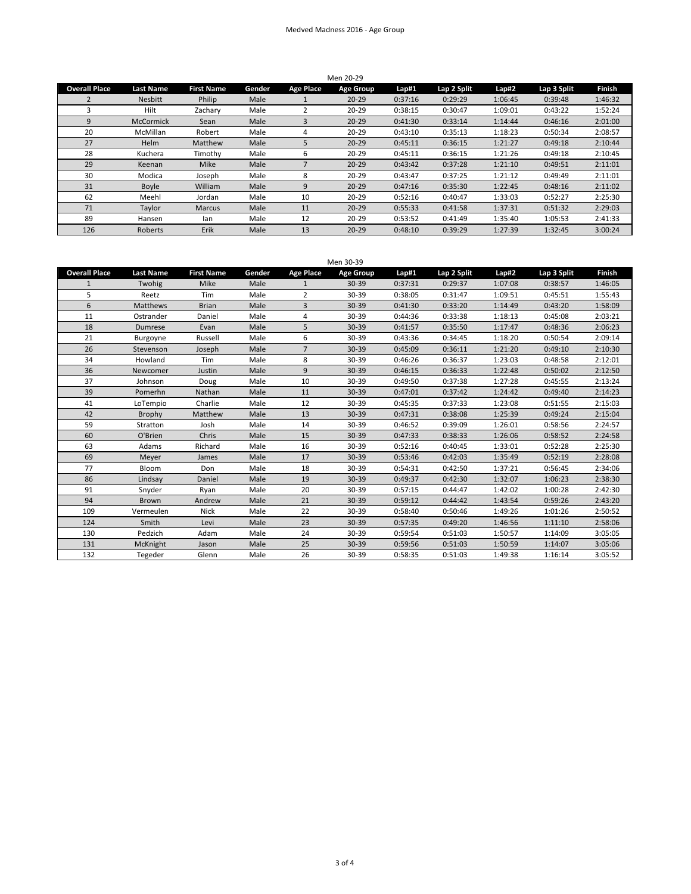# Medved Madness 2016 - Age Group

## Men 20-29

| Overall Place | Last Name | First Name | Gender | Age Place | Age Group | Lap#1 | Lap 2 Split | Lap#2 | Lap 3 Split | Finish |
|---|---|---|---|---|---|---|---|---|---|---|
| 2 | Nesbitt | Philip | Male | 1 | 20-29 | 0:37:16 | 0:29:29 | 1:06:45 | 0:39:48 | 1:46:32 |
| 3 | Hilt | Zachary | Male | 2 | 20-29 | 0:38:15 | 0:30:47 | 1:09:01 | 0:43:22 | 1:52:24 |
| 9 | McCormick | Sean | Male | 3 | 20-29 | 0:41:30 | 0:33:14 | 1:14:44 | 0:46:16 | 2:01:00 |
| 20 | McMillan | Robert | Male | 4 | 20-29 | 0:43:10 | 0:35:13 | 1:18:23 | 0:50:34 | 2:08:57 |
| 27 | Helm | Matthew | Male | 5 | 20-29 | 0:45:11 | 0:36:15 | 1:21:27 | 0:49:18 | 2:10:44 |
| 28 | Kuchera | Timothy | Male | 6 | 20-29 | 0:45:11 | 0:36:15 | 1:21:26 | 0:49:18 | 2:10:45 |
| 29 | Keenan | Mike | Male | 7 | 20-29 | 0:43:42 | 0:37:28 | 1:21:10 | 0:49:51 | 2:11:01 |
| 30 | Modica | Joseph | Male | 8 | 20-29 | 0:43:47 | 0:37:25 | 1:21:12 | 0:49:49 | 2:11:01 |
| 31 | Boyle | William | Male | 9 | 20-29 | 0:47:16 | 0:35:30 | 1:22:45 | 0:48:16 | 2:11:02 |
| 62 | Meehl | Jordan | Male | 10 | 20-29 | 0:52:16 | 0:40:47 | 1:33:03 | 0:52:27 | 2:25:30 |
| 71 | Taylor | Marcus | Male | 11 | 20-29 | 0:55:33 | 0:41:58 | 1:37:31 | 0:51:32 | 2:29:03 |
| 89 | Hansen | Ian | Male | 12 | 20-29 | 0:53:52 | 0:41:49 | 1:35:40 | 1:05:53 | 2:41:33 |
| 126 | Roberts | Erik | Male | 13 | 20-29 | 0:48:10 | 0:39:29 | 1:27:39 | 1:32:45 | 3:00:24 |

## Men 30-39

| Overall Place | Last Name | First Name | Gender | Age Place | Age Group | Lap#1 | Lap 2 Split | Lap#2 | Lap 3 Split | Finish |
|---|---|---|---|---|---|---|---|---|---|---|
| 1 | Twohig | Mike | Male | 1 | 30-39 | 0:37:31 | 0:29:37 | 1:07:08 | 0:38:57 | 1:46:05 |
| 5 | Reetz | Tim | Male | 2 | 30-39 | 0:38:05 | 0:31:47 | 1:09:51 | 0:45:51 | 1:55:43 |
| 6 | Matthews | Brian | Male | 3 | 30-39 | 0:41:30 | 0:33:20 | 1:14:49 | 0:43:20 | 1:58:09 |
| 11 | Ostrander | Daniel | Male | 4 | 30-39 | 0:44:36 | 0:33:38 | 1:18:13 | 0:45:08 | 2:03:21 |
| 18 | Dumrese | Evan | Male | 5 | 30-39 | 0:41:57 | 0:35:50 | 1:17:47 | 0:48:36 | 2:06:23 |
| 21 | Burgoyne | Russell | Male | 6 | 30-39 | 0:43:36 | 0:34:45 | 1:18:20 | 0:50:54 | 2:09:14 |
| 26 | Stevenson | Joseph | Male | 7 | 30-39 | 0:45:09 | 0:36:11 | 1:21:20 | 0:49:10 | 2:10:30 |
| 34 | Howland | Tim | Male | 8 | 30-39 | 0:46:26 | 0:36:37 | 1:23:03 | 0:48:58 | 2:12:01 |
| 36 | Newcomer | Justin | Male | 9 | 30-39 | 0:46:15 | 0:36:33 | 1:22:48 | 0:50:02 | 2:12:50 |
| 37 | Johnson | Doug | Male | 10 | 30-39 | 0:49:50 | 0:37:38 | 1:27:28 | 0:45:55 | 2:13:24 |
| 39 | Pomerhn | Nathan | Male | 11 | 30-39 | 0:47:01 | 0:37:42 | 1:24:42 | 0:49:40 | 2:14:23 |
| 41 | LoTempio | Charlie | Male | 12 | 30-39 | 0:45:35 | 0:37:33 | 1:23:08 | 0:51:55 | 2:15:03 |
| 42 | Brophy | Matthew | Male | 13 | 30-39 | 0:47:31 | 0:38:08 | 1:25:39 | 0:49:24 | 2:15:04 |
| 59 | Stratton | Josh | Male | 14 | 30-39 | 0:46:52 | 0:39:09 | 1:26:01 | 0:58:56 | 2:24:57 |
| 60 | O'Brien | Chris | Male | 15 | 30-39 | 0:47:33 | 0:38:33 | 1:26:06 | 0:58:52 | 2:24:58 |
| 63 | Adams | Richard | Male | 16 | 30-39 | 0:52:16 | 0:40:45 | 1:33:01 | 0:52:28 | 2:25:30 |
| 69 | Meyer | James | Male | 17 | 30-39 | 0:53:46 | 0:42:03 | 1:35:49 | 0:52:19 | 2:28:08 |
| 77 | Bloom | Don | Male | 18 | 30-39 | 0:54:31 | 0:42:50 | 1:37:21 | 0:56:45 | 2:34:06 |
| 86 | Lindsay | Daniel | Male | 19 | 30-39 | 0:49:37 | 0:42:30 | 1:32:07 | 1:06:23 | 2:38:30 |
| 91 | Snyder | Ryan | Male | 20 | 30-39 | 0:57:15 | 0:44:47 | 1:42:02 | 1:00:28 | 2:42:30 |
| 94 | Brown | Andrew | Male | 21 | 30-39 | 0:59:12 | 0:44:42 | 1:43:54 | 0:59:26 | 2:43:20 |
| 109 | Vermeulen | Nick | Male | 22 | 30-39 | 0:58:40 | 0:50:46 | 1:49:26 | 1:01:26 | 2:50:52 |
| 124 | Smith | Levi | Male | 23 | 30-39 | 0:57:35 | 0:49:20 | 1:46:56 | 1:11:10 | 2:58:06 |
| 130 | Pedzich | Adam | Male | 24 | 30-39 | 0:59:54 | 0:51:03 | 1:50:57 | 1:14:09 | 3:05:05 |
| 131 | McKnight | Jason | Male | 25 | 30-39 | 0:59:56 | 0:51:03 | 1:50:59 | 1:14:07 | 3:05:06 |
| 132 | Tegeder | Glenn | Male | 26 | 30-39 | 0:58:35 | 0:51:03 | 1:49:38 | 1:16:14 | 3:05:52 |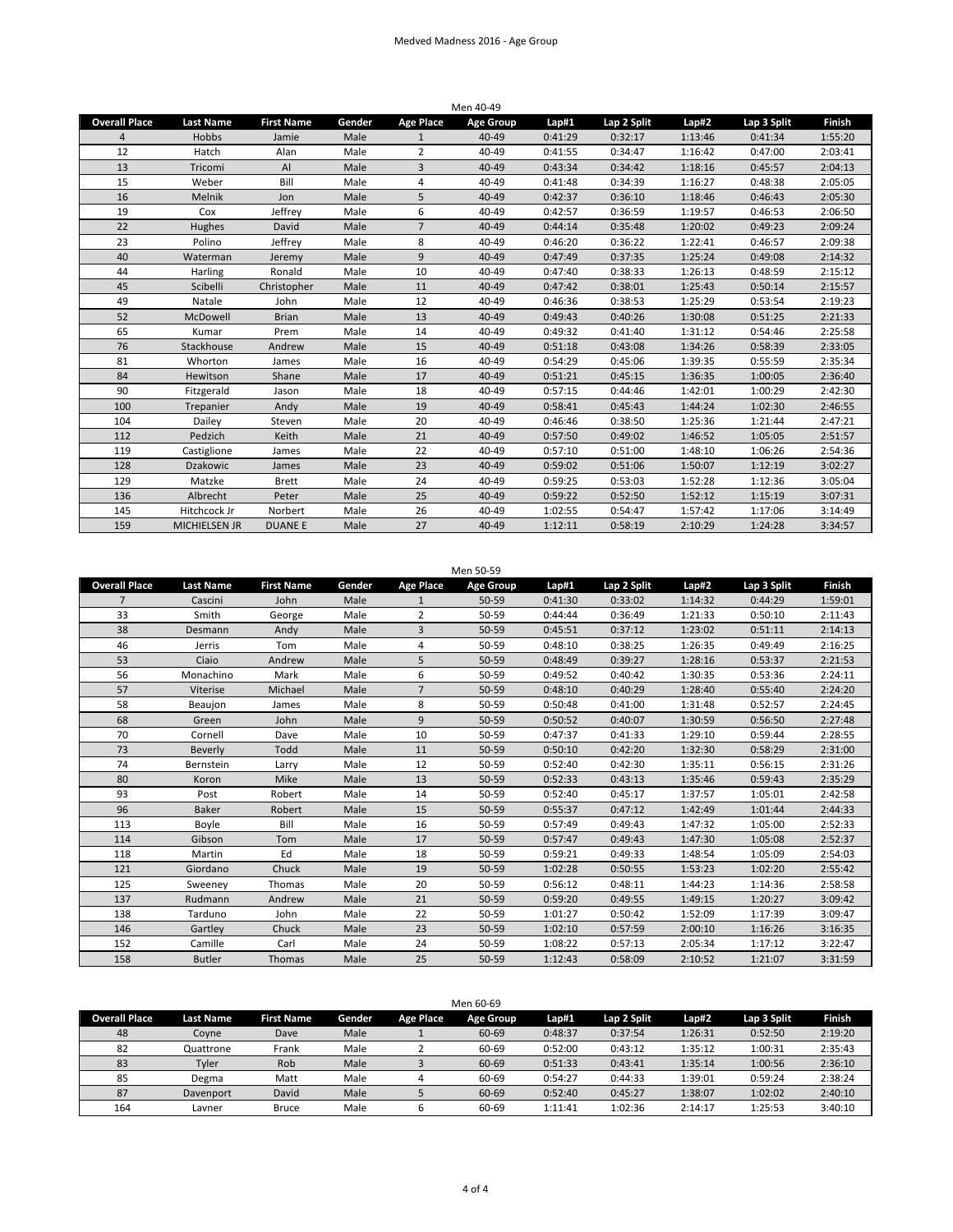Men 40-49

| Overall Place | Last Name | First Name | Gender | Age Place | Age Group | Lap#1 | Lap 2 Split | Lap#2 | Lap 3 Split | Finish |
|---|---|---|---|---|---|---|---|---|---|---|
| 4 | Hobbs | Jamie | Male | 1 | 40-49 | 0:41:29 | 0:32:17 | 1:13:46 | 0:41:34 | 1:55:20 |
| 12 | Hatch | Alan | Male | 2 | 40-49 | 0:41:55 | 0:34:47 | 1:16:42 | 0:47:00 | 2:03:41 |
| 13 | Tricomi | Al | Male | 3 | 40-49 | 0:43:34 | 0:34:42 | 1:18:16 | 0:45:57 | 2:04:13 |
| 15 | Weber | Bill | Male | 4 | 40-49 | 0:41:48 | 0:34:39 | 1:16:27 | 0:48:38 | 2:05:05 |
| 16 | Melnik | Jon | Male | 5 | 40-49 | 0:42:37 | 0:36:10 | 1:18:46 | 0:46:43 | 2:05:30 |
| 19 | Cox | Jeffrey | Male | 6 | 40-49 | 0:42:57 | 0:36:59 | 1:19:57 | 0:46:53 | 2:06:50 |
| 22 | Hughes | David | Male | 7 | 40-49 | 0:44:14 | 0:35:48 | 1:20:02 | 0:49:23 | 2:09:24 |
| 23 | Polino | Jeffrey | Male | 8 | 40-49 | 0:46:20 | 0:36:22 | 1:22:41 | 0:46:57 | 2:09:38 |
| 40 | Waterman | Jeremy | Male | 9 | 40-49 | 0:47:49 | 0:37:35 | 1:25:24 | 0:49:08 | 2:14:32 |
| 44 | Harling | Ronald | Male | 10 | 40-49 | 0:47:40 | 0:38:33 | 1:26:13 | 0:48:59 | 2:15:12 |
| 45 | Scibelli | Christopher | Male | 11 | 40-49 | 0:47:42 | 0:38:01 | 1:25:43 | 0:50:14 | 2:15:57 |
| 49 | Natale | John | Male | 12 | 40-49 | 0:46:36 | 0:38:53 | 1:25:29 | 0:53:54 | 2:19:23 |
| 52 | McDowell | Brian | Male | 13 | 40-49 | 0:49:43 | 0:40:26 | 1:30:08 | 0:51:25 | 2:21:33 |
| 65 | Kumar | Prem | Male | 14 | 40-49 | 0:49:32 | 0:41:40 | 1:31:12 | 0:54:46 | 2:25:58 |
| 76 | Stackhouse | Andrew | Male | 15 | 40-49 | 0:51:18 | 0:43:08 | 1:34:26 | 0:58:39 | 2:33:05 |
| 81 | Whorton | James | Male | 16 | 40-49 | 0:54:29 | 0:45:06 | 1:39:35 | 0:55:59 | 2:35:34 |
| 84 | Hewitson | Shane | Male | 17 | 40-49 | 0:51:21 | 0:45:15 | 1:36:35 | 1:00:05 | 2:36:40 |
| 90 | Fitzgerald | Jason | Male | 18 | 40-49 | 0:57:15 | 0:44:46 | 1:42:01 | 1:00:29 | 2:42:30 |
| 100 | Trepanier | Andy | Male | 19 | 40-49 | 0:58:41 | 0:45:43 | 1:44:24 | 1:02:30 | 2:46:55 |
| 104 | Dailey | Steven | Male | 20 | 40-49 | 0:46:46 | 0:38:50 | 1:25:36 | 1:21:44 | 2:47:21 |
| 112 | Pedzich | Keith | Male | 21 | 40-49 | 0:57:50 | 0:49:02 | 1:46:52 | 1:05:05 | 2:51:57 |
| 119 | Castiglione | James | Male | 22 | 40-49 | 0:57:10 | 0:51:00 | 1:48:10 | 1:06:26 | 2:54:36 |
| 128 | Dzakowic | James | Male | 23 | 40-49 | 0:59:02 | 0:51:06 | 1:50:07 | 1:12:19 | 3:02:27 |
| 129 | Matzke | Brett | Male | 24 | 40-49 | 0:59:25 | 0:53:03 | 1:52:28 | 1:12:36 | 3:05:04 |
| 136 | Albrecht | Peter | Male | 25 | 40-49 | 0:59:22 | 0:52:50 | 1:52:12 | 1:15:19 | 3:07:31 |
| 145 | Hitchcock Jr | Norbert | Male | 26 | 40-49 | 1:02:55 | 0:54:47 | 1:57:42 | 1:17:06 | 3:14:49 |
| 159 | MICHIELSEN JR | DUANE E | Male | 27 | 40-49 | 1:12:11 | 0:58:19 | 2:10:29 | 1:24:28 | 3:34:57 |

Men 50-59

| Overall Place | Last Name | First Name | Gender | Age Place | Age Group | Lap#1 | Lap 2 Split | Lap#2 | Lap 3 Split | Finish |
|---|---|---|---|---|---|---|---|---|---|---|
| 7 | Cascini | John | Male | 1 | 50-59 | 0:41:30 | 0:33:02 | 1:14:32 | 0:44:29 | 1:59:01 |
| 33 | Smith | George | Male | 2 | 50-59 | 0:44:44 | 0:36:49 | 1:21:33 | 0:50:10 | 2:11:43 |
| 38 | Desmann | Andy | Male | 3 | 50-59 | 0:45:51 | 0:37:12 | 1:23:02 | 0:51:11 | 2:14:13 |
| 46 | Jerris | Tom | Male | 4 | 50-59 | 0:48:10 | 0:38:25 | 1:26:35 | 0:49:49 | 2:16:25 |
| 53 | Ciaio | Andrew | Male | 5 | 50-59 | 0:48:49 | 0:39:27 | 1:28:16 | 0:53:37 | 2:21:53 |
| 56 | Monachino | Mark | Male | 6 | 50-59 | 0:49:52 | 0:40:42 | 1:30:35 | 0:53:36 | 2:24:11 |
| 57 | Viterise | Michael | Male | 7 | 50-59 | 0:48:10 | 0:40:29 | 1:28:40 | 0:55:40 | 2:24:20 |
| 58 | Beaujon | James | Male | 8 | 50-59 | 0:50:48 | 0:41:00 | 1:31:48 | 0:52:57 | 2:24:45 |
| 68 | Green | John | Male | 9 | 50-59 | 0:50:52 | 0:40:07 | 1:30:59 | 0:56:50 | 2:27:48 |
| 70 | Cornell | Dave | Male | 10 | 50-59 | 0:47:37 | 0:41:33 | 1:29:10 | 0:59:44 | 2:28:55 |
| 73 | Beverly | Todd | Male | 11 | 50-59 | 0:50:10 | 0:42:20 | 1:32:30 | 0:58:29 | 2:31:00 |
| 74 | Bernstein | Larry | Male | 12 | 50-59 | 0:52:40 | 0:42:30 | 1:35:11 | 0:56:15 | 2:31:26 |
| 80 | Koron | Mike | Male | 13 | 50-59 | 0:52:33 | 0:43:13 | 1:35:46 | 0:59:43 | 2:35:29 |
| 93 | Post | Robert | Male | 14 | 50-59 | 0:52:40 | 0:45:17 | 1:37:57 | 1:05:01 | 2:42:58 |
| 96 | Baker | Robert | Male | 15 | 50-59 | 0:55:37 | 0:47:12 | 1:42:49 | 1:01:44 | 2:44:33 |
| 113 | Boyle | Bill | Male | 16 | 50-59 | 0:57:49 | 0:49:43 | 1:47:32 | 1:05:00 | 2:52:33 |
| 114 | Gibson | Tom | Male | 17 | 50-59 | 0:57:47 | 0:49:43 | 1:47:30 | 1:05:08 | 2:52:37 |
| 118 | Martin | Ed | Male | 18 | 50-59 | 0:59:21 | 0:49:33 | 1:48:54 | 1:05:09 | 2:54:03 |
| 121 | Giordano | Chuck | Male | 19 | 50-59 | 1:02:28 | 0:50:55 | 1:53:23 | 1:02:20 | 2:55:42 |
| 125 | Sweeney | Thomas | Male | 20 | 50-59 | 0:56:12 | 0:48:11 | 1:44:23 | 1:14:36 | 2:58:58 |
| 137 | Rudmann | Andrew | Male | 21 | 50-59 | 0:59:20 | 0:49:55 | 1:49:15 | 1:20:27 | 3:09:42 |
| 138 | Tarduno | John | Male | 22 | 50-59 | 1:01:27 | 0:50:42 | 1:52:09 | 1:17:39 | 3:09:47 |
| 146 | Gartley | Chuck | Male | 23 | 50-59 | 1:02:10 | 0:57:59 | 2:00:10 | 1:16:26 | 3:16:35 |
| 152 | Camille | Carl | Male | 24 | 50-59 | 1:08:22 | 0:57:13 | 2:05:34 | 1:17:12 | 3:22:47 |
| 158 | Butler | Thomas | Male | 25 | 50-59 | 1:12:43 | 0:58:09 | 2:10:52 | 1:21:07 | 3:31:59 |

Men 60-69

| Overall Place | Last Name | First Name | Gender | Age Place | Age Group | Lap#1 | Lap 2 Split | Lap#2 | Lap 3 Split | Finish |
|---|---|---|---|---|---|---|---|---|---|---|
| 48 | Coyne | Dave | Male | 1 | 60-69 | 0:48:37 | 0:37:54 | 1:26:31 | 0:52:50 | 2:19:20 |
| 82 | Quattrone | Frank | Male | 2 | 60-69 | 0:52:00 | 0:43:12 | 1:35:12 | 1:00:31 | 2:35:43 |
| 83 | Tyler | Rob | Male | 3 | 60-69 | 0:51:33 | 0:43:41 | 1:35:14 | 1:00:56 | 2:36:10 |
| 85 | Degma | Matt | Male | 4 | 60-69 | 0:54:27 | 0:44:33 | 1:39:01 | 0:59:24 | 2:38:24 |
| 87 | Davenport | David | Male | 5 | 60-69 | 0:52:40 | 0:45:27 | 1:38:07 | 1:02:02 | 2:40:10 |
| 164 | Lavner | Bruce | Male | 6 | 60-69 | 1:11:41 | 1:02:36 | 2:14:17 | 1:25:53 | 3:40:10 |